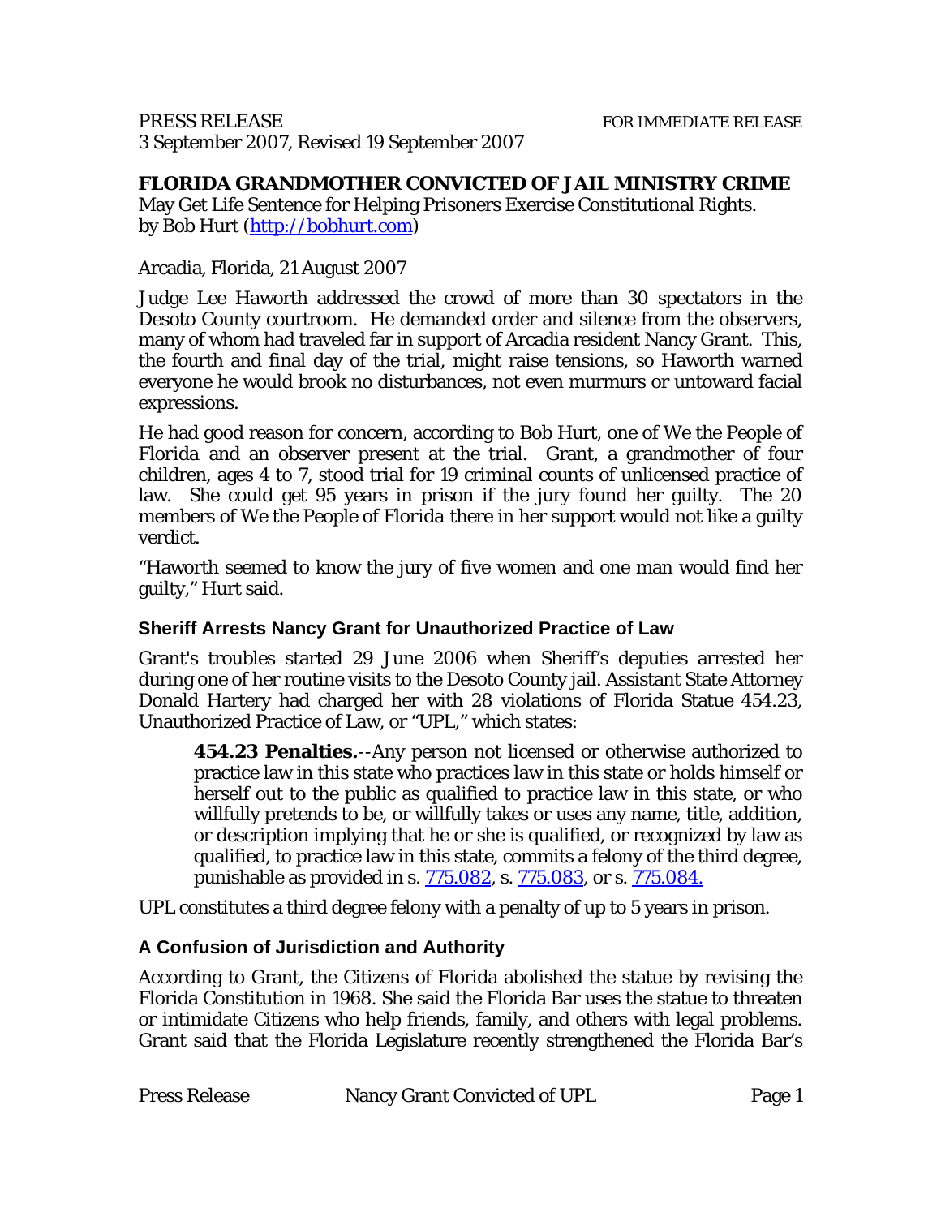PRESS RELEASE FOR IMMEDIATE RELEASE
3 September 2007, Revised 19 September 2007

**FLORIDA GRANDMOTHER CONVICTED OF JAIL MINISTRY CRIME**
May Get Life Sentence for Helping Prisoners Exercise Constitutional Rights.
by Bob Hurt (http://bobhurt.com)

Arcadia, Florida, 21 August 2007

Judge Lee Haworth addressed the crowd of more than 30 spectators in the Desoto County courtroom. He demanded order and silence from the observers, many of whom had traveled far in support of Arcadia resident Nancy Grant. This, the fourth and final day of the trial, might raise tensions, so Haworth warned everyone he would brook no disturbances, not even murmurs or untoward facial expressions.

He had good reason for concern, according to Bob Hurt, one of We the People of Florida and an observer present at the trial. Grant, a grandmother of four children, ages 4 to 7, stood trial for 19 criminal counts of unlicensed practice of law. She could get 95 years in prison if the jury found her guilty. The 20 members of We the People of Florida there in her support would not like a guilty verdict.

"Haworth seemed to know the jury of five women and one man would find her guilty," Hurt said.

### Sheriff Arrests Nancy Grant for Unauthorized Practice of Law

Grant's troubles started 29 June 2006 when Sheriff's deputies arrested her during one of her routine visits to the Desoto County jail. Assistant State Attorney Donald Hartery had charged her with 28 violations of Florida Statue 454.23, Unauthorized Practice of Law, or "UPL," which states:

> **454.23 Penalties.**--Any person not licensed or otherwise authorized to practice law in this state who practices law in this state or holds himself or herself out to the public as qualified to practice law in this state, or who willfully pretends to be, or willfully takes or uses any name, title, addition, or description implying that he or she is qualified, or recognized by law as qualified, to practice law in this state, commits a felony of the third degree, punishable as provided in s. 775.082, s. 775.083, or s. 775.084.

UPL constitutes a third degree felony with a penalty of up to 5 years in prison.

### A Confusion of Jurisdiction and Authority

According to Grant, the Citizens of Florida abolished the statue by revising the Florida Constitution in 1968. She said the Florida Bar uses the statue to threaten or intimidate Citizens who help friends, family, and others with legal problems. Grant said that the Florida Legislature recently strengthened the Florida Bar's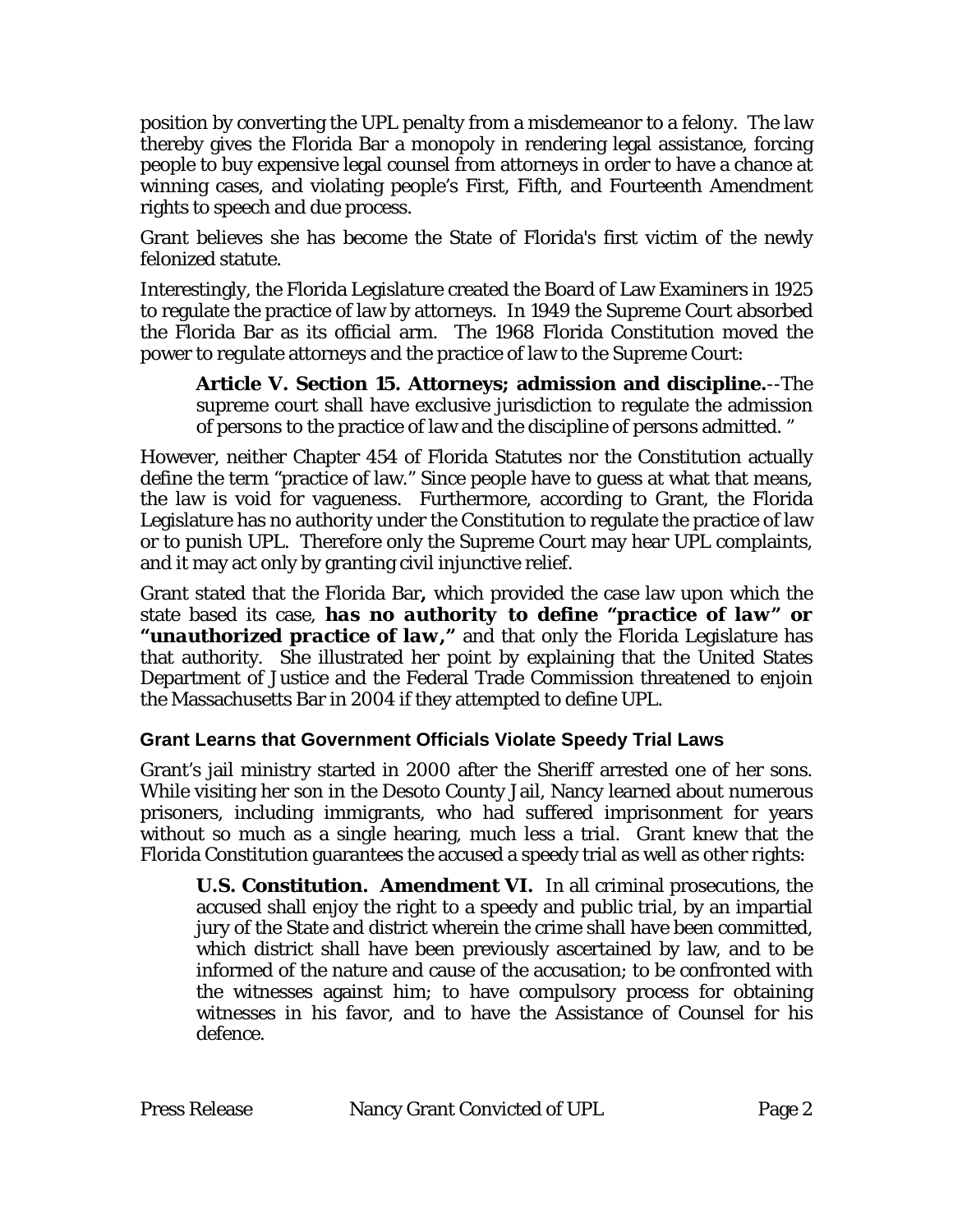position by converting the UPL penalty from a misdemeanor to a felony. The law thereby gives the Florida Bar a monopoly in rendering legal assistance, forcing people to buy expensive legal counsel from attorneys in order to have a chance at winning cases, and violating people's First, Fifth, and Fourteenth Amendment rights to speech and due process.

Grant believes she has become the State of Florida's first victim of the newly felonized statute.

Interestingly, the Florida Legislature created the Board of Law Examiners in 1925 to regulate the practice of law by attorneys. In 1949 the Supreme Court absorbed the Florida Bar as its official arm. The 1968 Florida Constitution moved the power to regulate attorneys and the practice of law to the Supreme Court:

> **Article V. Section 15. Attorneys; admission and discipline.**--The supreme court shall have exclusive jurisdiction to regulate the admission of persons to the practice of law and the discipline of persons admitted. "

However, neither Chapter 454 of Florida Statutes nor the Constitution actually define the term "practice of law." Since people have to guess at what that means, the law is void for vagueness. Furthermore, according to Grant, the Florida Legislature has no authority under the Constitution to regulate the practice of law or to punish UPL. Therefore only the Supreme Court may hear UPL complaints, and it may act only by granting civil injunctive relief.

Grant stated that the Florida Bar**,** which provided the case law upon which the state based its case, ***has no authority to define "practice of law" or "unauthorized practice of law,"*** and that only the Florida Legislature has that authority. She illustrated her point by explaining that the United States Department of Justice and the Federal Trade Commission threatened to enjoin the Massachusetts Bar in 2004 if they attempted to define UPL.

### Grant Learns that Government Officials Violate Speedy Trial Laws

Grant's jail ministry started in 2000 after the Sheriff arrested one of her sons. While visiting her son in the Desoto County Jail, Nancy learned about numerous prisoners, including immigrants, who had suffered imprisonment for years without so much as a single hearing, much less a trial. Grant knew that the Florida Constitution guarantees the accused a speedy trial as well as other rights:

> **U.S. Constitution. Amendment VI.** In all criminal prosecutions, the accused shall enjoy the right to a speedy and public trial, by an impartial jury of the State and district wherein the crime shall have been committed, which district shall have been previously ascertained by law, and to be informed of the nature and cause of the accusation; to be confronted with the witnesses against him; to have compulsory process for obtaining witnesses in his favor, and to have the Assistance of Counsel for his defence.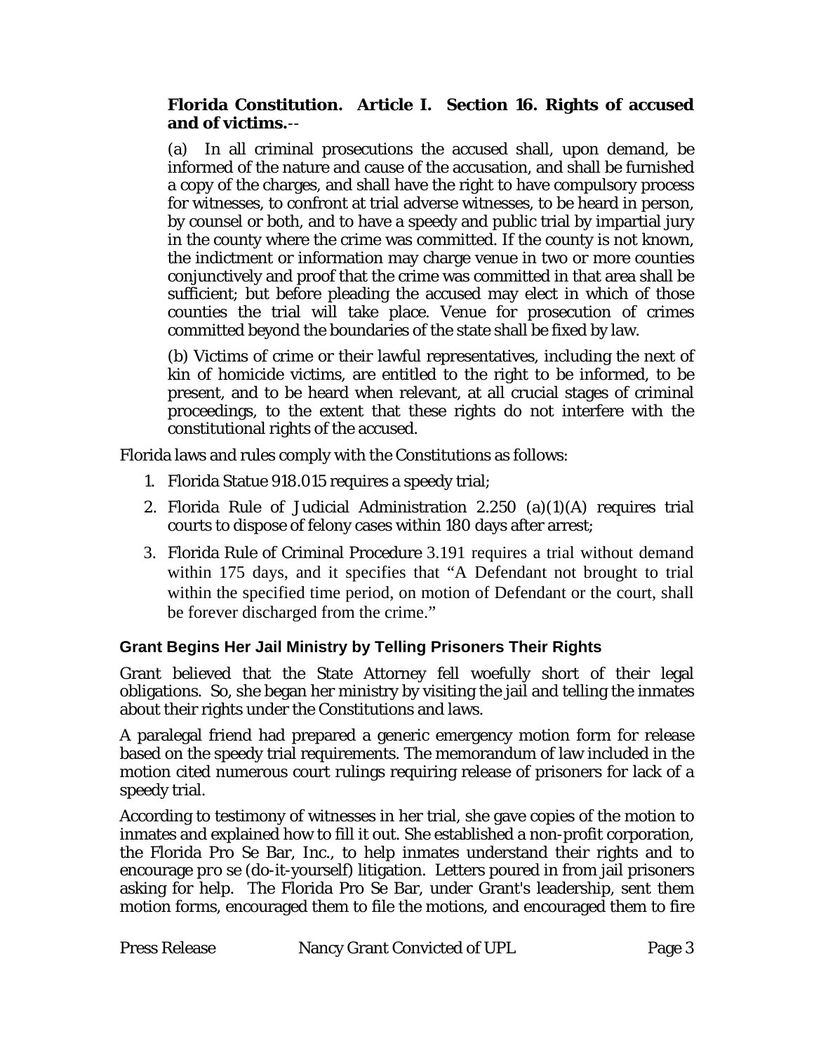**Florida Constitution. Article I. Section 16. Rights of accused and of victims.**--

> (a) In all criminal prosecutions the accused shall, upon demand, be informed of the nature and cause of the accusation, and shall be furnished a copy of the charges, and shall have the right to have compulsory process for witnesses, to confront at trial adverse witnesses, to be heard in person, by counsel or both, and to have a speedy and public trial by impartial jury in the county where the crime was committed. If the county is not known, the indictment or information may charge venue in two or more counties conjunctively and proof that the crime was committed in that area shall be sufficient; but before pleading the accused may elect in which of those counties the trial will take place. Venue for prosecution of crimes committed beyond the boundaries of the state shall be fixed by law.
>
> (b) Victims of crime or their lawful representatives, including the next of kin of homicide victims, are entitled to the right to be informed, to be present, and to be heard when relevant, at all crucial stages of criminal proceedings, to the extent that these rights do not interfere with the constitutional rights of the accused.

Florida laws and rules comply with the Constitutions as follows:

1. Florida Statue 918.015 requires a speedy trial;
2. Florida Rule of Judicial Administration 2.250 (a)(1)(A) requires trial courts to dispose of felony cases within 180 days after arrest;
3. Florida Rule of Criminal Procedure 3.191 requires a trial without demand within 175 days, and it specifies that "A Defendant not brought to trial within the specified time period, on motion of Defendant or the court, shall be forever discharged from the crime."

### Grant Begins Her Jail Ministry by Telling Prisoners Their Rights

Grant believed that the State Attorney fell woefully short of their legal obligations. So, she began her ministry by visiting the jail and telling the inmates about their rights under the Constitutions and laws.

A paralegal friend had prepared a generic emergency motion form for release based on the speedy trial requirements. The memorandum of law included in the motion cited numerous court rulings requiring release of prisoners for lack of a speedy trial.

According to testimony of witnesses in her trial, she gave copies of the motion to inmates and explained how to fill it out. She established a non-profit corporation, the Florida Pro Se Bar, Inc., to help inmates understand their rights and to encourage *pro se* (do-it-yourself) litigation. Letters poured in from jail prisoners asking for help. The Florida Pro Se Bar, under Grant's leadership, sent them motion forms, encouraged them to file the motions, and encouraged them to fire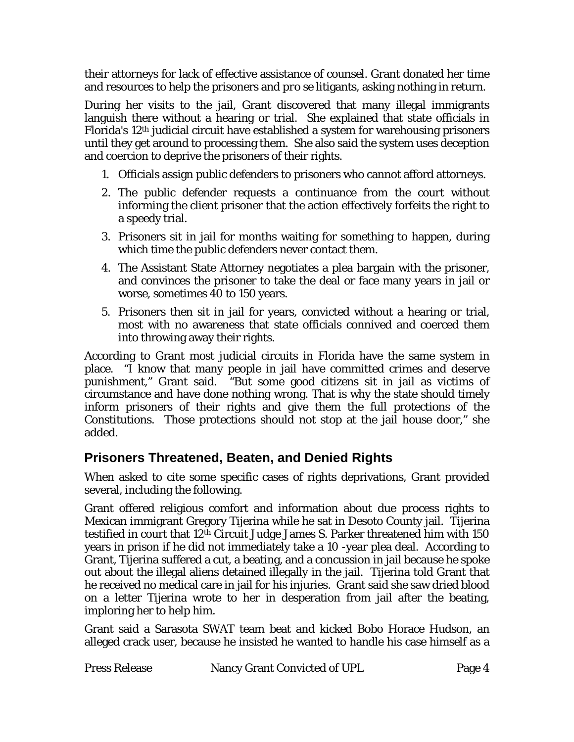their attorneys for lack of effective assistance of counsel. Grant donated her time and resources to help the prisoners and *pro se* litigants, asking nothing in return.

During her visits to the jail, Grant discovered that many illegal immigrants languish there without a hearing or trial. She explained that state officials in Florida's 12th judicial circuit have established a system for warehousing prisoners until they get around to processing them. She also said the system uses deception and coercion to deprive the prisoners of their rights.

1. Officials assign public defenders to prisoners who cannot afford attorneys.
2. The public defender requests a continuance from the court without informing the client prisoner that the action effectively forfeits the right to a speedy trial.
3. Prisoners sit in jail for months waiting for something to happen, during which time the public defenders never contact them.
4. The Assistant State Attorney negotiates a plea bargain with the prisoner, and convinces the prisoner to take the deal or face many years in jail or worse, sometimes 40 to 150 years.
5. Prisoners then sit in jail for years, convicted without a hearing or trial, most with no awareness that state officials connived and coerced them into throwing away their rights.

According to Grant most judicial circuits in Florida have the same system in place. "I know that many people in jail have committed crimes and deserve punishment," Grant said. "But some good citizens sit in jail as victims of circumstance and have done nothing wrong. That is why the state should timely inform prisoners of their rights and give them the full protections of the Constitutions. Those protections should not stop at the jail house door," she added.

## Prisoners Threatened, Beaten, and Denied Rights

When asked to cite some specific cases of rights deprivations, Grant provided several, including the following.

Grant offered religious comfort and information about due process rights to Mexican immigrant Gregory Tijerina while he sat in Desoto County jail. Tijerina testified in court that 12th Circuit Judge James S. Parker threatened him with 150 years in prison if he did not immediately take a 10 -year plea deal. According to Grant, Tijerina suffered a cut, a beating, and a concussion in jail because he spoke out about the illegal aliens detained illegally in the jail. Tijerina told Grant that he received no medical care in jail for his injuries. Grant said she saw dried blood on a letter Tijerina wrote to her in desperation from jail after the beating, imploring her to help him.

Grant said a Sarasota SWAT team beat and kicked Bobo Horace Hudson, an alleged crack user, because he insisted he wanted to handle his case himself as a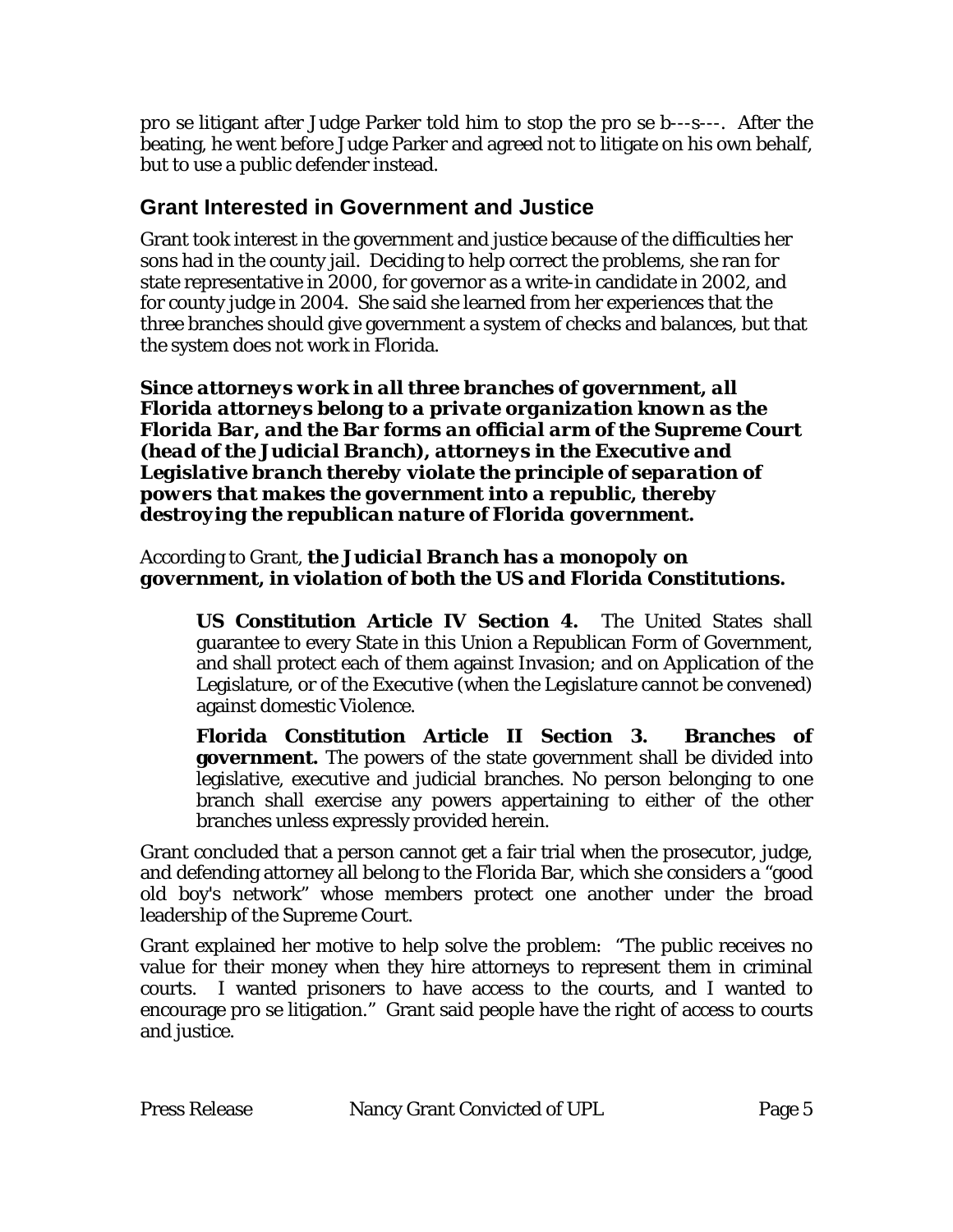*pro se* litigant after Judge Parker told him to stop the *pro se* b---s---. After the beating, he went before Judge Parker and agreed not to litigate on his own behalf, but to use a public defender instead.

## Grant Interested in Government and Justice

Grant took interest in the government and justice because of the difficulties her sons had in the county jail. Deciding to help correct the problems, she ran for state representative in 2000, for governor as a write-in candidate in 2002, and for county judge in 2004. She said she learned from her experiences that the three branches should give government a system of checks and balances, but that the system does not work in Florida.

***Since attorneys work in all three branches of government, all Florida attorneys belong to a private organization known as the Florida Bar, and the Bar forms an official arm of the Supreme Court (head of the Judicial Branch), attorneys in the Executive and Legislative branch thereby violate the principle of separation of powers that makes the government into a republic, thereby destroying the republican nature of Florida government.***

According to Grant, ***the Judicial Branch has a monopoly on government, in violation of both the US and Florida Constitutions.***

> **US Constitution Article IV Section 4.** The United States shall guarantee to every State in this Union a Republican Form of Government, and shall protect each of them against Invasion; and on Application of the Legislature, or of the Executive (when the Legislature cannot be convened) against domestic Violence.
>
> **Florida Constitution Article II Section 3. Branches of government.** The powers of the state government shall be divided into legislative, executive and judicial branches. No person belonging to one branch shall exercise any powers appertaining to either of the other branches unless expressly provided herein.

Grant concluded that a person cannot get a fair trial when the prosecutor, judge, and defending attorney all belong to the Florida Bar, which she considers a "good old boy's network" whose members protect one another under the broad leadership of the Supreme Court.

Grant explained her motive to help solve the problem: "The public receives no value for their money when they hire attorneys to represent them in criminal courts. I wanted prisoners to have access to the courts, and I wanted to encourage *pro se* litigation." Grant said people have the right of access to courts and justice.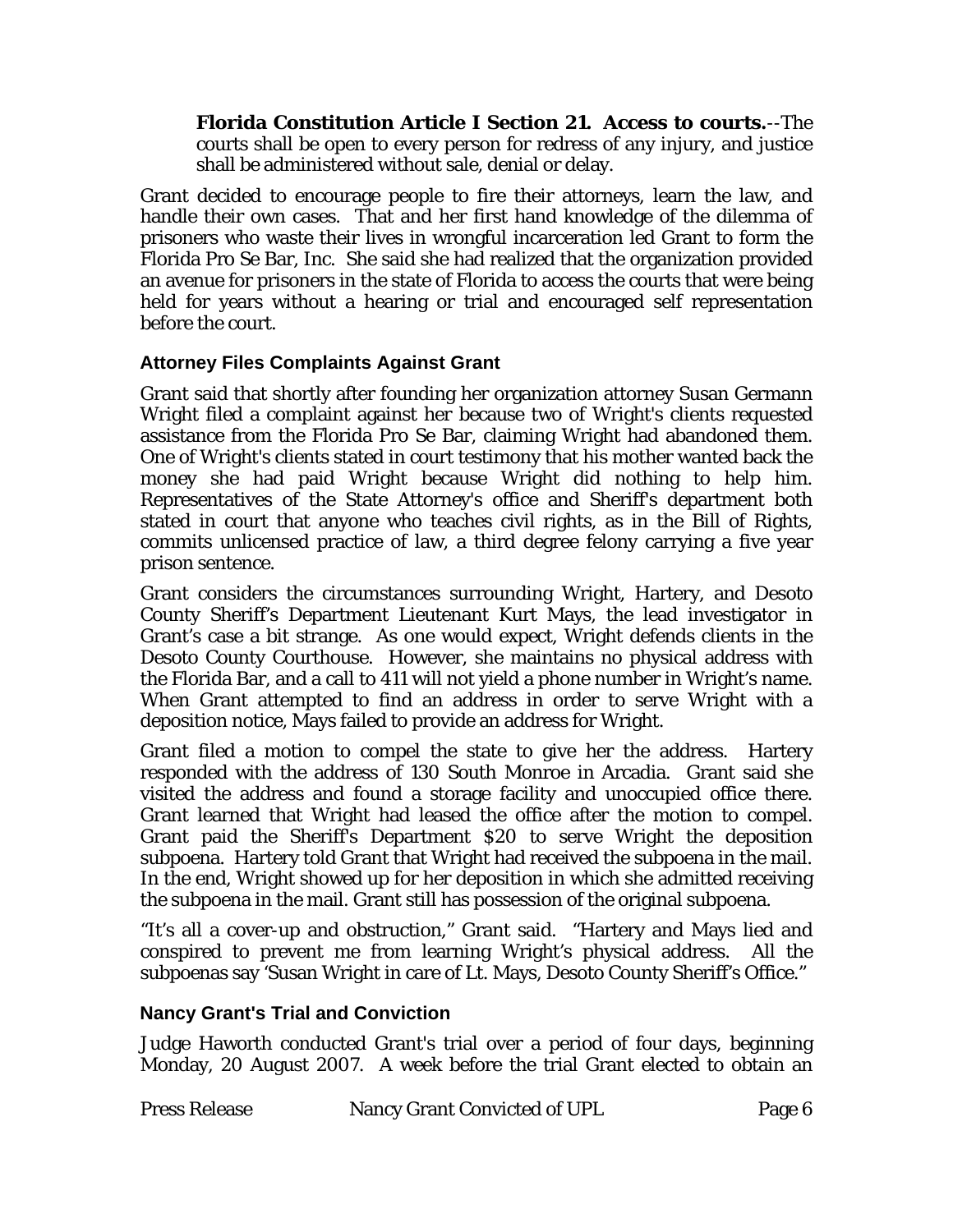> **Florida Constitution Article I Section 21. Access to courts.**--The courts shall be open to every person for redress of any injury, and justice shall be administered without sale, denial or delay.

Grant decided to encourage people to fire their attorneys, learn the law, and handle their own cases. That and her first hand knowledge of the dilemma of prisoners who waste their lives in wrongful incarceration led Grant to form the Florida Pro Se Bar, Inc. She said she had realized that the organization provided an avenue for prisoners in the state of Florida to access the courts that were being held for years without a hearing or trial and encouraged self representation before the court.

### Attorney Files Complaints Against Grant

Grant said that shortly after founding her organization attorney Susan Germann Wright filed a complaint against her because two of Wright's clients requested assistance from the Florida Pro Se Bar, claiming Wright had abandoned them. One of Wright's clients stated in court testimony that his mother wanted back the money she had paid Wright because Wright did nothing to help him. Representatives of the State Attorney's office and Sheriff's department both stated in court that anyone who teaches civil rights, as in the Bill of Rights, commits unlicensed practice of law, a third degree felony carrying a five year prison sentence.

Grant considers the circumstances surrounding Wright, Hartery, and Desoto County Sheriff's Department Lieutenant Kurt Mays, the lead investigator in Grant's case a bit strange. As one would expect, Wright defends clients in the Desoto County Courthouse. However, she maintains no physical address with the Florida Bar, and a call to 411 will not yield a phone number in Wright's name. When Grant attempted to find an address in order to serve Wright with a deposition notice, Mays failed to provide an address for Wright.

Grant filed a motion to compel the state to give her the address. Hartery responded with the address of 130 South Monroe in Arcadia. Grant said she visited the address and found a storage facility and unoccupied office there. Grant learned that Wright had leased the office after the motion to compel. Grant paid the Sheriff's Department $20 to serve Wright the deposition subpoena. Hartery told Grant that Wright had received the subpoena in the mail. In the end, Wright showed up for her deposition in which she admitted receiving the subpoena in the mail. Grant still has possession of the original subpoena.

"It's all a cover-up and obstruction," Grant said. "Hartery and Mays lied and conspired to prevent me from learning Wright's physical address. All the subpoenas say 'Susan Wright in care of Lt. Mays, Desoto County Sheriff's Office."

### Nancy Grant's Trial and Conviction

Judge Haworth conducted Grant's trial over a period of four days, beginning Monday, 20 August 2007. A week before the trial Grant elected to obtain an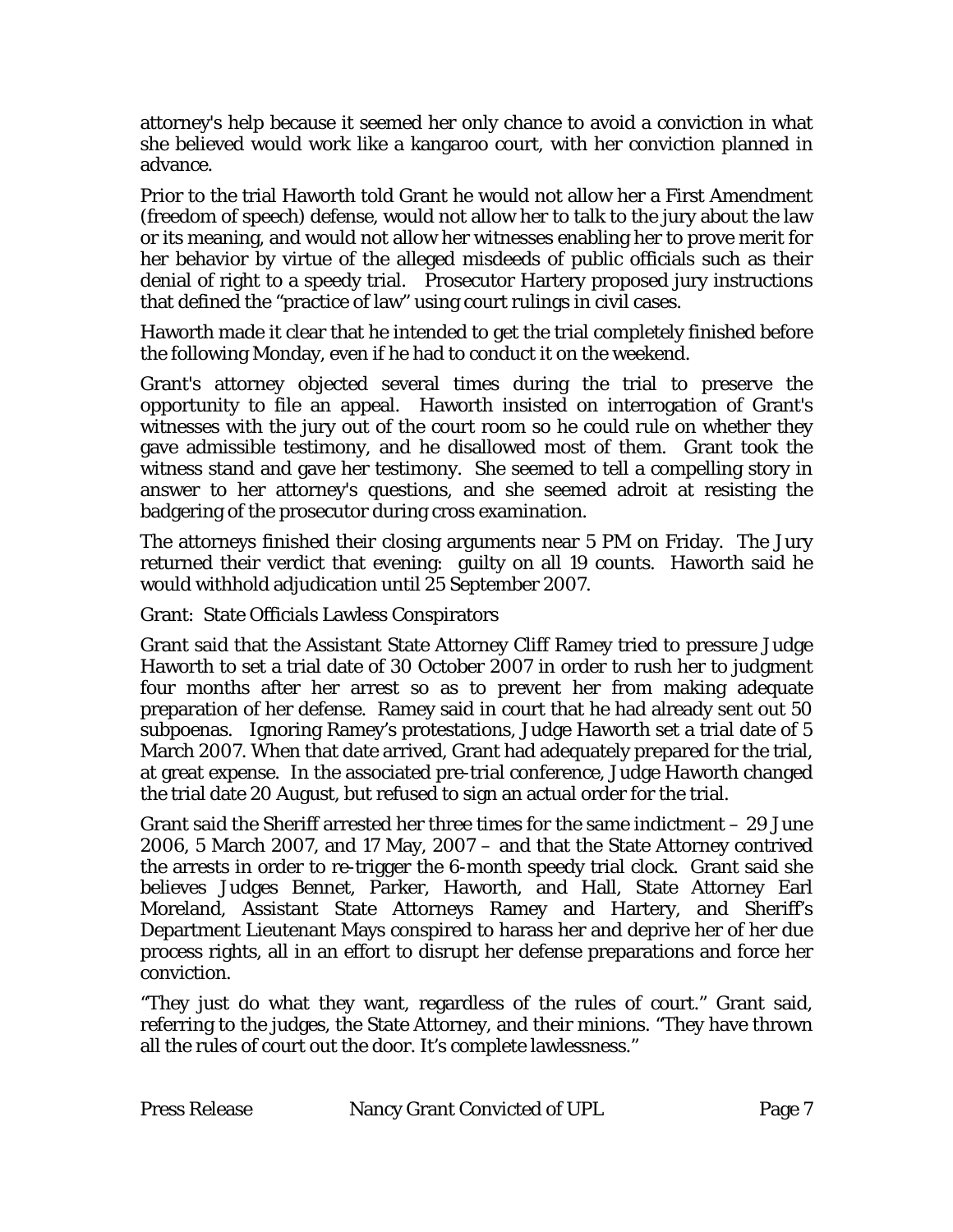attorney's help because it seemed her only chance to avoid a conviction in what she believed would work like a kangaroo court, with her conviction planned in advance.

Prior to the trial Haworth told Grant he would not allow her a First Amendment (freedom of speech) defense, would not allow her to talk to the jury about the law or its meaning, and would not allow her witnesses enabling her to prove merit for her behavior by virtue of the alleged misdeeds of public officials such as their denial of right to a speedy trial. Prosecutor Hartery proposed jury instructions that defined the "practice of law" using court rulings in civil cases.

Haworth made it clear that he intended to get the trial completely finished before the following Monday, even if he had to conduct it on the weekend.

Grant's attorney objected several times during the trial to preserve the opportunity to file an appeal. Haworth insisted on interrogation of Grant's witnesses with the jury out of the court room so he could rule on whether they gave admissible testimony, and he disallowed most of them. Grant took the witness stand and gave her testimony. She seemed to tell a compelling story in answer to her attorney's questions, and she seemed adroit at resisting the badgering of the prosecutor during cross examination.

The attorneys finished their closing arguments near 5 PM on Friday. The Jury returned their verdict that evening: guilty on all 19 counts. Haworth said he would withhold adjudication until 25 September 2007.

## Grant: State Officials Lawless Conspirators

Grant said that the Assistant State Attorney Cliff Ramey tried to pressure Judge Haworth to set a trial date of 30 October 2007 in order to rush her to judgment four months after her arrest so as to prevent her from making adequate preparation of her defense. Ramey said in court that he had already sent out 50 subpoenas. Ignoring Ramey's protestations, Judge Haworth set a trial date of 5 March 2007. When that date arrived, Grant had adequately prepared for the trial, at great expense. In the associated pre-trial conference, Judge Haworth changed the trial date 20 August, but refused to sign an actual order for the trial.

Grant said the Sheriff arrested her three times for the same indictment – 29 June 2006, 5 March 2007, and 17 May, 2007 – and that the State Attorney contrived the arrests in order to re-trigger the 6-month speedy trial clock. Grant said she believes Judges Bennet, Parker, Haworth, and Hall, State Attorney Earl Moreland, Assistant State Attorneys Ramey and Hartery, and Sheriff's Department Lieutenant Mays conspired to harass her and deprive her of her due process rights, all in an effort to disrupt her defense preparations and force her conviction.

"They just do what they want, regardless of the rules of court." Grant said, referring to the judges, the State Attorney, and their minions. "They have thrown all the rules of court out the door. It's complete lawlessness."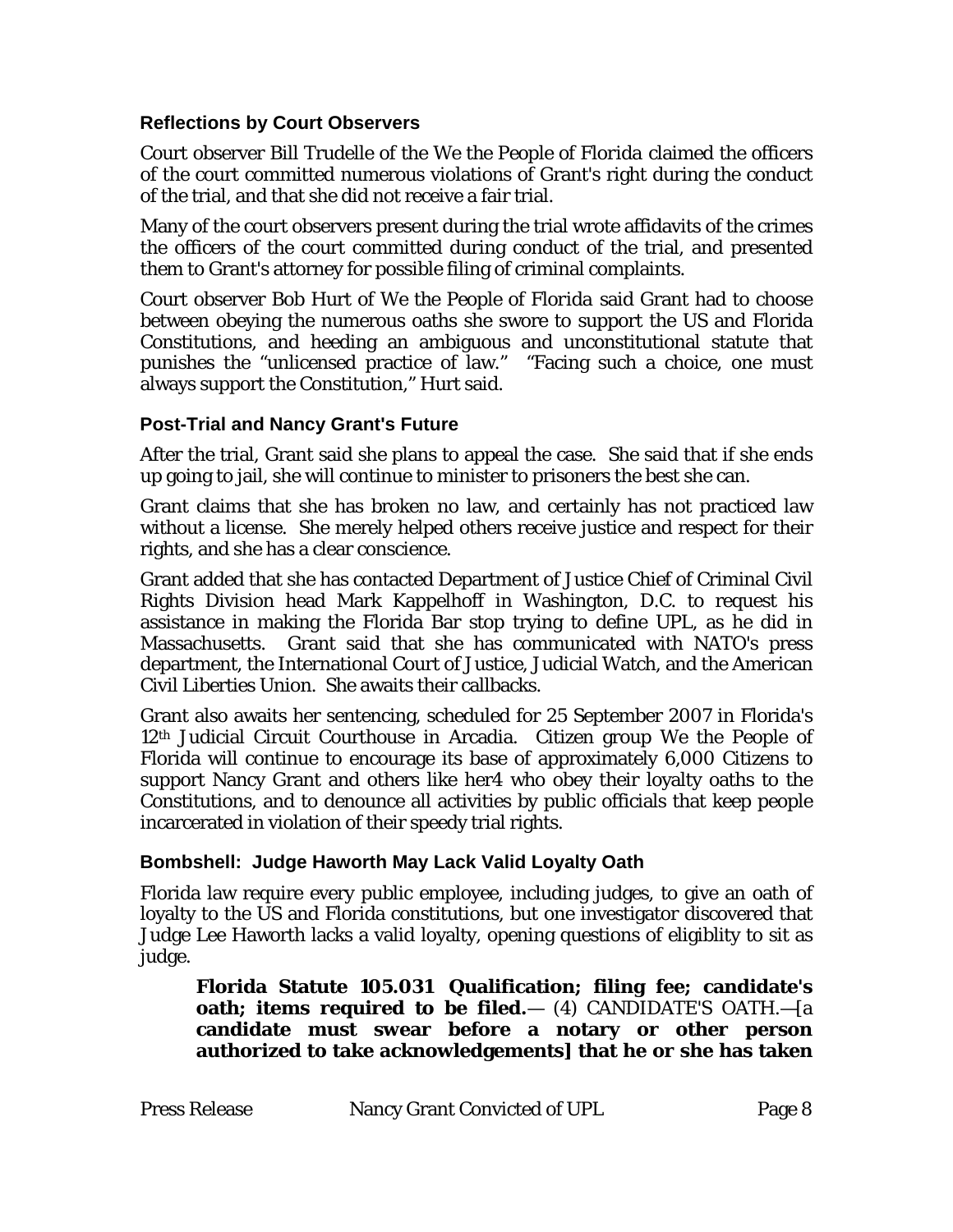### Reflections by Court Observers

Court observer Bill Trudelle of the We the People of Florida claimed the officers of the court committed numerous violations of Grant's right during the conduct of the trial, and that she did not receive a fair trial.

Many of the court observers present during the trial wrote affidavits of the crimes the officers of the court committed during conduct of the trial, and presented them to Grant's attorney for possible filing of criminal complaints.

Court observer Bob Hurt of We the People of Florida said Grant had to choose between obeying the numerous oaths she swore to support the US and Florida Constitutions, and heeding an ambiguous and unconstitutional statute that punishes the "unlicensed practice of law." "Facing such a choice, one must always support the Constitution," Hurt said.

### Post-Trial and Nancy Grant's Future

After the trial, Grant said she plans to appeal the case. She said that if she ends up going to jail, she will continue to minister to prisoners the best she can.

Grant claims that she has broken no law, and certainly has not practiced law without a license. She merely helped others receive justice and respect for their rights, and she has a clear conscience.

Grant added that she has contacted Department of Justice Chief of Criminal Civil Rights Division head Mark Kappelhoff in Washington, D.C. to request his assistance in making the Florida Bar stop trying to define UPL, as he did in Massachusetts. Grant said that she has communicated with NATO's press department, the International Court of Justice, Judicial Watch, and the American Civil Liberties Union. She awaits their callbacks.

Grant also awaits her sentencing, scheduled for 25 September 2007 in Florida's 12th Judicial Circuit Courthouse in Arcadia. Citizen group We the People of Florida will continue to encourage its base of approximately 6,000 Citizens to support Nancy Grant and others like her4 who obey their loyalty oaths to the Constitutions, and to denounce all activities by public officials that keep people incarcerated in violation of their speedy trial rights.

### Bombshell: Judge Haworth May Lack Valid Loyalty Oath

Florida law require every public employee, including judges, to give an oath of loyalty to the US and Florida constitutions, but one investigator discovered that Judge Lee Haworth lacks a valid loyalty, opening questions of eligiblity to sit as judge.

> **Florida Statute 105.031 Qualification; filing fee; candidate's oath; items required to be filed.**— (4) CANDIDATE'S OATH.—[**a candidate must swear before a notary or other person authorized to take acknowledgements] that he or she has taken**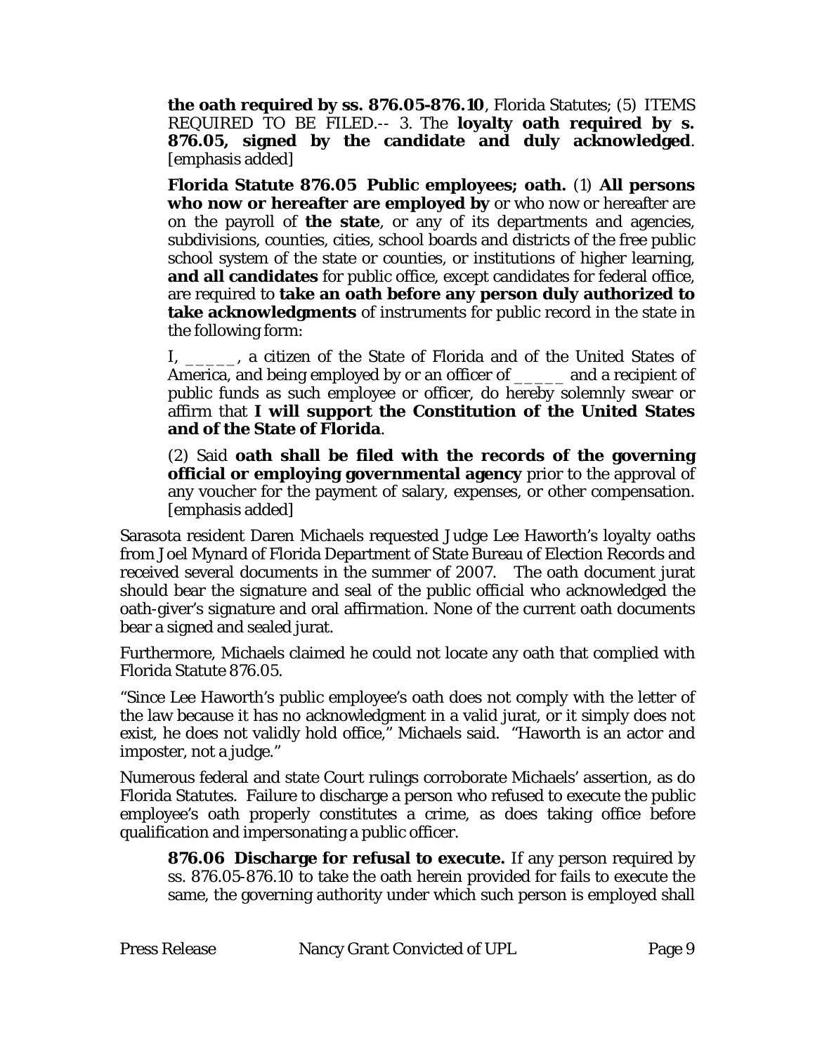> **the oath required by ss. 876.05-876.10**, Florida Statutes; (5) ITEMS REQUIRED TO BE FILED.-- 3. The **loyalty oath required by s. 876.05, signed by the candidate and duly acknowledged**. [emphasis added]
>
> **Florida Statute 876.05 Public employees; oath.** (1) **All persons who now or hereafter are employed by** or who now or hereafter are on the payroll of **the state**, or any of its departments and agencies, subdivisions, counties, cities, school boards and districts of the free public school system of the state or counties, or institutions of higher learning, **and all candidates** for public office, except candidates for federal office, are required to **take an oath before any person duly authorized to take acknowledgments** of instruments for public record in the state in the following form:
>
> I, _____, a citizen of the State of Florida and of the United States of America, and being employed by or an officer of _____ and a recipient of public funds as such employee or officer, do hereby solemnly swear or affirm that **I will support the Constitution of the United States and of the State of Florida**.
>
> (2) Said **oath shall be filed with the records of the governing official or employing governmental agency** prior to the approval of any voucher for the payment of salary, expenses, or other compensation. [emphasis added]

Sarasota resident Daren Michaels requested Judge Lee Haworth's loyalty oaths from Joel Mynard of Florida Department of State Bureau of Election Records and received several documents in the summer of 2007. The oath document jurat should bear the signature and seal of the public official who acknowledged the oath-giver's signature and oral affirmation. None of the current oath documents bear a signed and sealed jurat.

Furthermore, Michaels claimed he could not locate any oath that complied with Florida Statute 876.05.

"Since Lee Haworth's public employee's oath does not comply with the letter of the law because it has no acknowledgment in a valid jurat, or it simply does not exist, he does not validly hold office," Michaels said. "Haworth is an actor and imposter, not a judge."

Numerous federal and state Court rulings corroborate Michaels' assertion, as do Florida Statutes. Failure to discharge a person who refused to execute the public employee's oath properly constitutes a crime, as does taking office before qualification and impersonating a public officer.

> **876.06 Discharge for refusal to execute.** If any person required by ss. 876.05-876.10 to take the oath herein provided for fails to execute the same, the governing authority under which such person is employed shall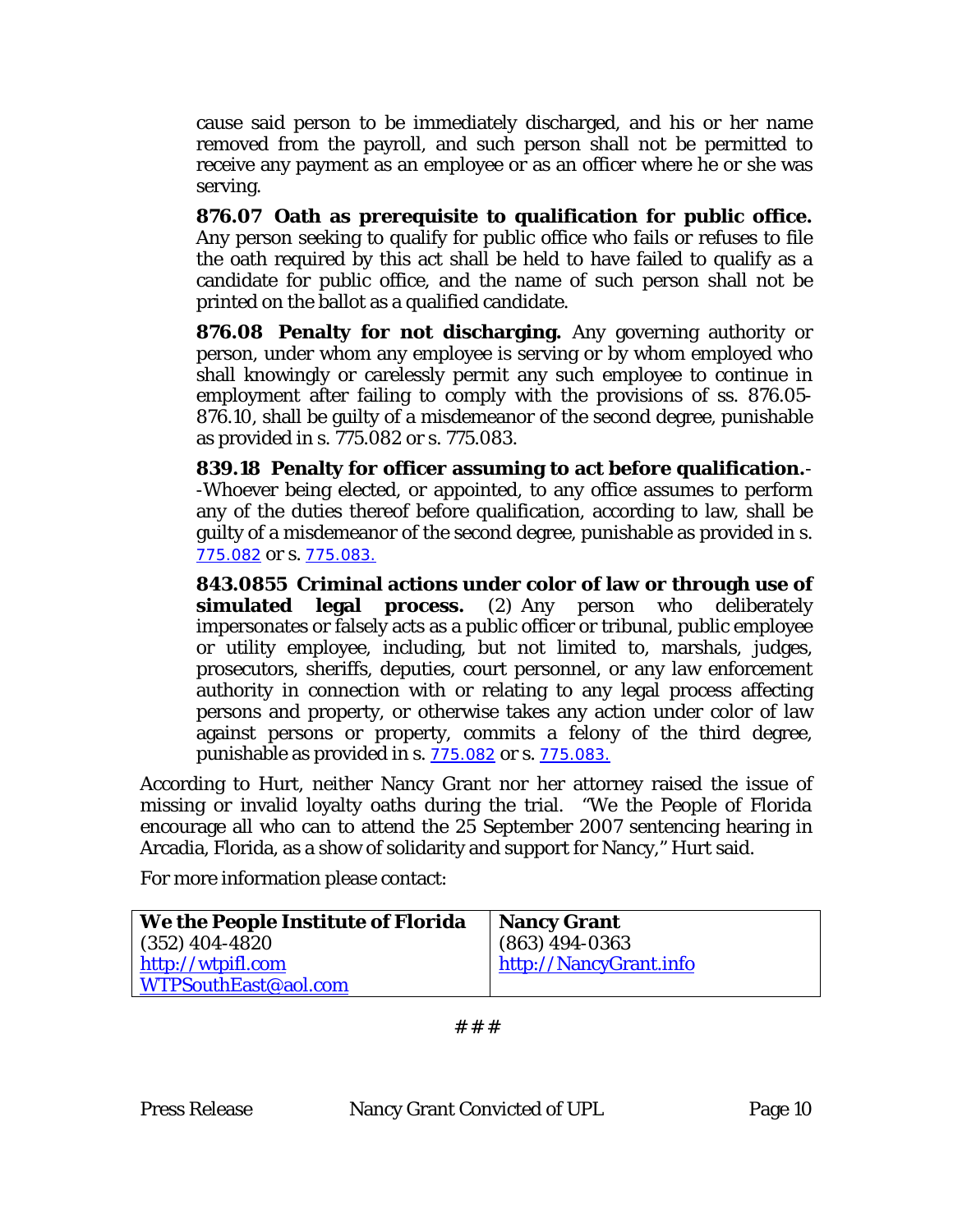cause said person to be immediately discharged, and his or her name removed from the payroll, and such person shall not be permitted to receive any payment as an employee or as an officer where he or she was serving.

**876.07 Oath as prerequisite to qualification for public office.** Any person seeking to qualify for public office who fails or refuses to file the oath required by this act shall be held to have failed to qualify as a candidate for public office, and the name of such person shall not be printed on the ballot as a qualified candidate.

**876.08 Penalty for not discharging.** Any governing authority or person, under whom any employee is serving or by whom employed who shall knowingly or carelessly permit any such employee to continue in employment after failing to comply with the provisions of ss. 876.05-876.10, shall be guilty of a misdemeanor of the second degree, punishable as provided in s. 775.082 or s. 775.083.

**839.18 Penalty for officer assuming to act before qualification.**--Whoever being elected, or appointed, to any office assumes to perform any of the duties thereof before qualification, according to law, shall be guilty of a misdemeanor of the second degree, punishable as provided in s. 775.082 or s. 775.083.

**843.0855 Criminal actions under color of law or through use of simulated legal process.** (2) Any person who deliberately impersonates or falsely acts as a public officer or tribunal, public employee or utility employee, including, but not limited to, marshals, judges, prosecutors, sheriffs, deputies, court personnel, or any law enforcement authority in connection with or relating to any legal process affecting persons and property, or otherwise takes any action under color of law against persons or property, commits a felony of the third degree, punishable as provided in s. 775.082 or s. 775.083.

According to Hurt, neither Nancy Grant nor her attorney raised the issue of missing or invalid loyalty oaths during the trial. "We the People of Florida encourage all who can to attend the 25 September 2007 sentencing hearing in Arcadia, Florida, as a show of solidarity and support for Nancy," Hurt said.

For more information please contact:

| **We the People Institute of Florida** | **Nancy Grant** |
|---|---|
| (352) 404-4820 | (863) 494-0363 |
| http://wtpifl.com | http://NancyGrant.info |
| WTPSouthEast@aol.com | |

# # #